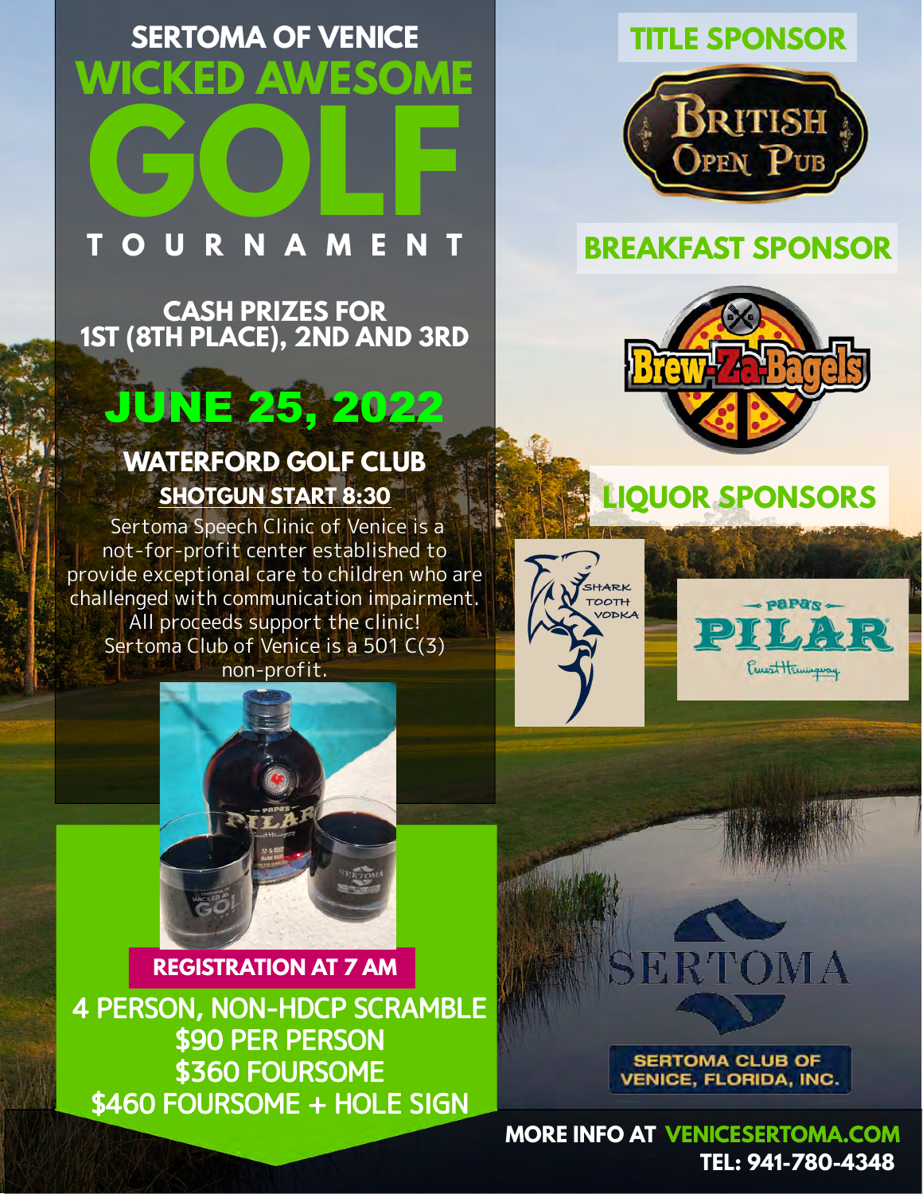# SERTOMA OF VENICE
# WICKED AWESOME GOLF TOURNAMENT

**CASH PRIZES FOR 1ST (8TH PLACE), 2ND AND 3RD**

## JUNE 25, 2022

**WATERFORD GOLF CLUB**

**SHOTGUN START 8:30**

Sertoma Speech Clinic of Venice is a not-for-profit center established to provide exceptional care to children who are challenged with communication impairment. All proceeds support the clinic! Sertoma Club of Venice is a 501 C(3) non-profit.

**REGISTRATION AT 7 AM**

**4 PERSON, NON-HDCP SCRAMBLE**
**$90 PER PERSON**
**$360 FOURSOME**
**$460 FOURSOME + HOLE SIGN**

## TITLE SPONSOR

British Open Pub

## BREAKFAST SPONSOR

Brew-Za-Bagels

## LIQUOR SPONSORS

Shark Tooth Vodka

Papa's Pilar

SERTOMA

SERTOMA CLUB OF VENICE, FLORIDA, INC.

**MORE INFO AT VENICESERTOMA.COM**
**TEL: 941-780-4348**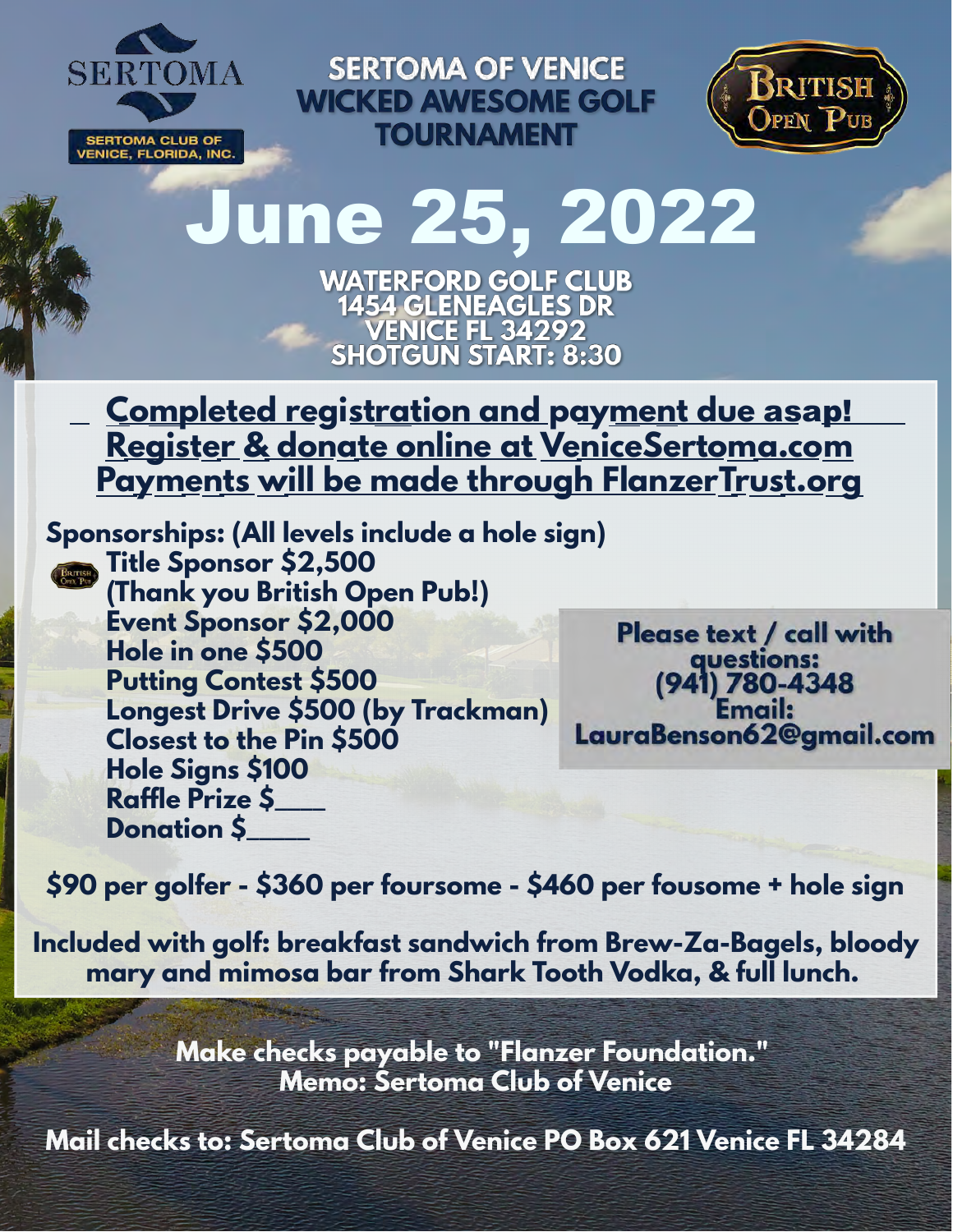SERTOMA

SERTOMA CLUB OF VENICE, FLORIDA, INC.

# SERTOMA OF VENICE WICKED AWESOME GOLF TOURNAMENT

British Open Pub

# June 25, 2022

**WATERFORD GOLF CLUB**
**1454 GLENEAGLES DR**
**VENICE FL 34292**
**SHOTGUN START: 8:30**

**Completed registration and payment due asap!**
**Register & donate online at VeniceSertoma.com**
**Payments will be made through FlanzerTrust.org**

**Sponsorships: (All levels include a hole sign)**

**Title Sponsor $2,500**
**(Thank you British Open Pub!)**
**Event Sponsor $2,000**
**Hole in one $500**
**Putting Contest $500**
**Longest Drive $500 (by Trackman)**
**Closest to the Pin $500**
**Hole Signs $100**
**Raffle Prize $____**
**Donation $_____**

**Please text / call with questions:**
**(941) 780-4348**
**Email:**
**LauraBenson62@gmail.com**

**$90 per golfer - $360 per foursome - $460 per fousome + hole sign**

**Included with golf: breakfast sandwich from Brew-Za-Bagels, bloody mary and mimosa bar from Shark Tooth Vodka, & full lunch.**

**Make checks payable to "Flanzer Foundation."**
**Memo: Sertoma Club of Venice**

**Mail checks to: Sertoma Club of Venice PO Box 621 Venice FL 34284**